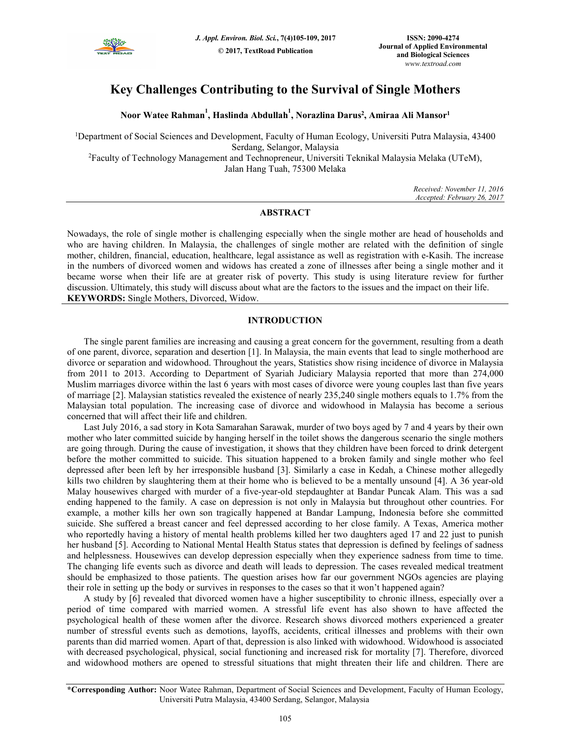# Key Challenges Contributing to the Survival of Single Mothers

**Noor Watee Rahman[1], Haslinda Abdullah[1], Norazlina Darus[2], Amiraa Ali Mansor[1]**

[1]Department of Social Sciences and Development, Faculty of Human Ecology, Universiti Putra Malaysia, 43400 Serdang, Selangor, Malaysia

[2]Faculty of Technology Management and Technopreneur, Universiti Teknikal Malaysia Melaka (UTeM), Jalan Hang Tuah, 75300 Melaka

*Received: November 11, 2016*
*Accepted: February 26, 2017*

## ABSTRACT

Nowadays, the role of single mother is challenging especially when the single mother are head of households and who are having children. In Malaysia, the challenges of single mother are related with the definition of single mother, children, financial, education, healthcare, legal assistance as well as registration with e-Kasih. The increase in the numbers of divorced women and widows has created a zone of illnesses after being a single mother and it became worse when their life are at greater risk of poverty. This study is using literature review for further discussion. Ultimately, this study will discuss about what are the factors to the issues and the impact on their life.

**KEYWORDS:** Single Mothers, Divorced, Widow.

## INTRODUCTION

The single parent families are increasing and causing a great concern for the government, resulting from a death of one parent, divorce, separation and desertion [1]. In Malaysia, the main events that lead to single motherhood are divorce or separation and widowhood. Throughout the years, Statistics show rising incidence of divorce in Malaysia from 2011 to 2013. According to Department of Syariah Judiciary Malaysia reported that more than 274,000 Muslim marriages divorce within the last 6 years with most cases of divorce were young couples last than five years of marriage [2]. Malaysian statistics revealed the existence of nearly 235,240 single mothers equals to 1.7% from the Malaysian total population. The increasing case of divorce and widowhood in Malaysia has become a serious concerned that will affect their life and children.

Last July 2016, a sad story in Kota Samarahan Sarawak, murder of two boys aged by 7 and 4 years by their own mother who later committed suicide by hanging herself in the toilet shows the dangerous scenario the single mothers are going through. During the cause of investigation, it shows that they children have been forced to drink detergent before the mother committed to suicide. This situation happened to a broken family and single mother who feel depressed after been left by her irresponsible husband [3]. Similarly a case in Kedah, a Chinese mother allegedly kills two children by slaughtering them at their home who is believed to be a mentally unsound [4]. A 36 year-old Malay housewives charged with murder of a five-year-old stepdaughter at Bandar Puncak Alam. This was a sad ending happened to the family. A case on depression is not only in Malaysia but throughout other countries. For example, a mother kills her own son tragically happened at Bandar Lampung, Indonesia before she committed suicide. She suffered a breast cancer and feel depressed according to her close family. A Texas, America mother who reportedly having a history of mental health problems killed her two daughters aged 17 and 22 just to punish her husband [5]. According to National Mental Health Status states that depression is defined by feelings of sadness and helplessness. Housewives can develop depression especially when they experience sadness from time to time. The changing life events such as divorce and death will leads to depression. The cases revealed medical treatment should be emphasized to those patients. The question arises how far our government NGOs agencies are playing their role in setting up the body or survives in responses to the cases so that it won't happened again?

A study by [6] revealed that divorced women have a higher susceptibility to chronic illness, especially over a period of time compared with married women. A stressful life event has also shown to have affected the psychological health of these women after the divorce. Research shows divorced mothers experienced a greater number of stressful events such as demotions, layoffs, accidents, critical illnesses and problems with their own parents than did married women. Apart of that, depression is also linked with widowhood. Widowhood is associated with decreased psychological, physical, social functioning and increased risk for mortality [7]. Therefore, divorced and widowhood mothers are opened to stressful situations that might threaten their life and children. There are

**\*Corresponding Author:** Noor Watee Rahman, Department of Social Sciences and Development, Faculty of Human Ecology, Universiti Putra Malaysia, 43400 Serdang, Selangor, Malaysia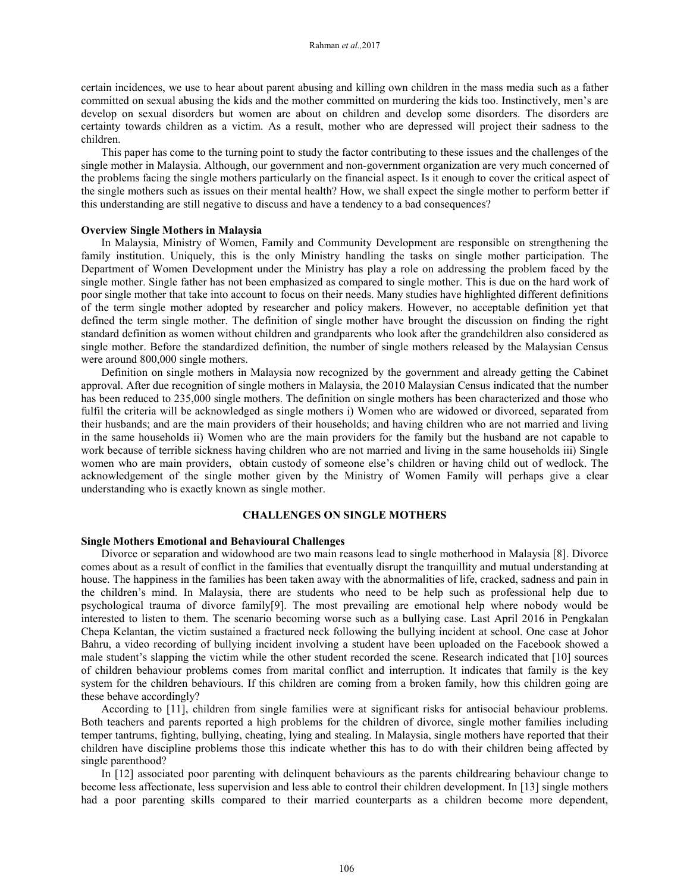certain incidences, we use to hear about parent abusing and killing own children in the mass media such as a father committed on sexual abusing the kids and the mother committed on murdering the kids too. Instinctively, men's are develop on sexual disorders but women are about on children and develop some disorders. The disorders are certainty towards children as a victim. As a result, mother who are depressed will project their sadness to the children.

This paper has come to the turning point to study the factor contributing to these issues and the challenges of the single mother in Malaysia. Although, our government and non-government organization are very much concerned of the problems facing the single mothers particularly on the financial aspect. Is it enough to cover the critical aspect of the single mothers such as issues on their mental health? How, we shall expect the single mother to perform better if this understanding are still negative to discuss and have a tendency to a bad consequences?

**Overview Single Mothers in Malaysia**

In Malaysia, Ministry of Women, Family and Community Development are responsible on strengthening the family institution. Uniquely, this is the only Ministry handling the tasks on single mother participation. The Department of Women Development under the Ministry has play a role on addressing the problem faced by the single mother. Single father has not been emphasized as compared to single mother. This is due on the hard work of poor single mother that take into account to focus on their needs. Many studies have highlighted different definitions of the term single mother adopted by researcher and policy makers. However, no acceptable definition yet that defined the term single mother. The definition of single mother have brought the discussion on finding the right standard definition as women without children and grandparents who look after the grandchildren also considered as single mother. Before the standardized definition, the number of single mothers released by the Malaysian Census were around 800,000 single mothers.

Definition on single mothers in Malaysia now recognized by the government and already getting the Cabinet approval. After due recognition of single mothers in Malaysia, the 2010 Malaysian Census indicated that the number has been reduced to 235,000 single mothers. The definition on single mothers has been characterized and those who fulfil the criteria will be acknowledged as single mothers i) Women who are widowed or divorced, separated from their husbands; and are the main providers of their households; and having children who are not married and living in the same households ii) Women who are the main providers for the family but the husband are not capable to work because of terrible sickness having children who are not married and living in the same households iii) Single women who are main providers, obtain custody of someone else's children or having child out of wedlock. The acknowledgement of the single mother given by the Ministry of Women Family will perhaps give a clear understanding who is exactly known as single mother.

## CHALLENGES ON SINGLE MOTHERS

**Single Mothers Emotional and Behavioural Challenges**

Divorce or separation and widowhood are two main reasons lead to single motherhood in Malaysia [8]. Divorce comes about as a result of conflict in the families that eventually disrupt the tranquillity and mutual understanding at house. The happiness in the families has been taken away with the abnormalities of life, cracked, sadness and pain in the children's mind. In Malaysia, there are students who need to be help such as professional help due to psychological trauma of divorce family[9]. The most prevailing are emotional help where nobody would be interested to listen to them. The scenario becoming worse such as a bullying case. Last April 2016 in Pengkalan Chepa Kelantan, the victim sustained a fractured neck following the bullying incident at school. One case at Johor Bahru, a video recording of bullying incident involving a student have been uploaded on the Facebook showed a male student's slapping the victim while the other student recorded the scene. Research indicated that [10] sources of children behaviour problems comes from marital conflict and interruption. It indicates that family is the key system for the children behaviours. If this children are coming from a broken family, how this children going are these behave accordingly?

According to [11], children from single families were at significant risks for antisocial behaviour problems. Both teachers and parents reported a high problems for the children of divorce, single mother families including temper tantrums, fighting, bullying, cheating, lying and stealing. In Malaysia, single mothers have reported that their children have discipline problems those this indicate whether this has to do with their children being affected by single parenthood?

In [12] associated poor parenting with delinquent behaviours as the parents childrearing behaviour change to become less affectionate, less supervision and less able to control their children development. In [13] single mothers had a poor parenting skills compared to their married counterparts as a children become more dependent,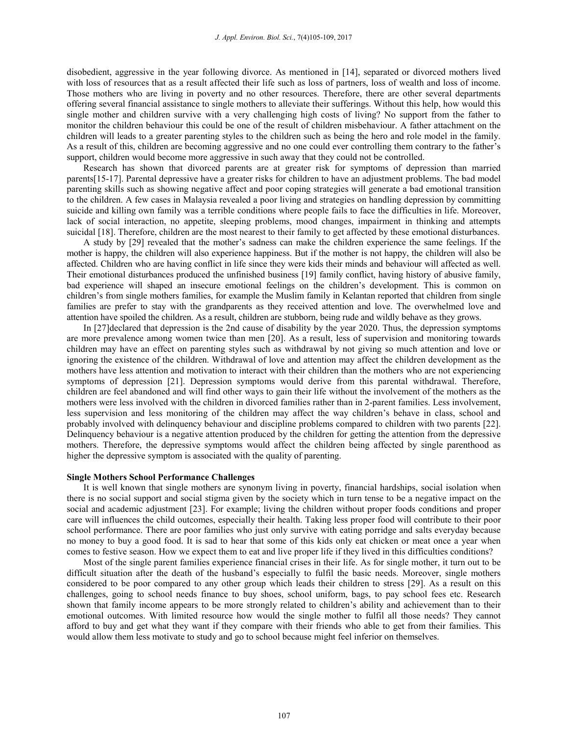disobedient, aggressive in the year following divorce. As mentioned in [14], separated or divorced mothers lived with loss of resources that as a result affected their life such as loss of partners, loss of wealth and loss of income. Those mothers who are living in poverty and no other resources. Therefore, there are other several departments offering several financial assistance to single mothers to alleviate their sufferings. Without this help, how would this single mother and children survive with a very challenging high costs of living? No support from the father to monitor the children behaviour this could be one of the result of children misbehaviour. A father attachment on the children will leads to a greater parenting styles to the children such as being the hero and role model in the family. As a result of this, children are becoming aggressive and no one could ever controlling them contrary to the father's support, children would become more aggressive in such away that they could not be controlled.

Research has shown that divorced parents are at greater risk for symptoms of depression than married parents[15-17]. Parental depressive have a greater risks for children to have an adjustment problems. The bad model parenting skills such as showing negative affect and poor coping strategies will generate a bad emotional transition to the children. A few cases in Malaysia revealed a poor living and strategies on handling depression by committing suicide and killing own family was a terrible conditions where people fails to face the difficulties in life. Moreover, lack of social interaction, no appetite, sleeping problems, mood changes, impairment in thinking and attempts suicidal [18]. Therefore, children are the most nearest to their family to get affected by these emotional disturbances.

A study by [29] revealed that the mother's sadness can make the children experience the same feelings. If the mother is happy, the children will also experience happiness. But if the mother is not happy, the children will also be affected. Children who are having conflict in life since they were kids their minds and behaviour will affected as well. Their emotional disturbances produced the unfinished business [19] family conflict, having history of abusive family, bad experience will shaped an insecure emotional feelings on the children's development. This is common on children's from single mothers families, for example the Muslim family in Kelantan reported that children from single families are prefer to stay with the grandparents as they received attention and love. The overwhelmed love and attention have spoiled the children. As a result, children are stubborn, being rude and wildly behave as they grows.

In [27]declared that depression is the 2nd cause of disability by the year 2020. Thus, the depression symptoms are more prevalence among women twice than men [20]. As a result, less of supervision and monitoring towards children may have an effect on parenting styles such as withdrawal by not giving so much attention and love or ignoring the existence of the children. Withdrawal of love and attention may affect the children development as the mothers have less attention and motivation to interact with their children than the mothers who are not experiencing symptoms of depression [21]. Depression symptoms would derive from this parental withdrawal. Therefore, children are feel abandoned and will find other ways to gain their life without the involvement of the mothers as the mothers were less involved with the children in divorced families rather than in 2-parent families. Less involvement, less supervision and less monitoring of the children may affect the way children's behave in class, school and probably involved with delinquency behaviour and discipline problems compared to children with two parents [22]. Delinquency behaviour is a negative attention produced by the children for getting the attention from the depressive mothers. Therefore, the depressive symptoms would affect the children being affected by single parenthood as higher the depressive symptom is associated with the quality of parenting.

**Single Mothers School Performance Challenges**

It is well known that single mothers are synonym living in poverty, financial hardships, social isolation when there is no social support and social stigma given by the society which in turn tense to be a negative impact on the social and academic adjustment [23]. For example; living the children without proper foods conditions and proper care will influences the child outcomes, especially their health. Taking less proper food will contribute to their poor school performance. There are poor families who just only survive with eating porridge and salts everyday because no money to buy a good food. It is sad to hear that some of this kids only eat chicken or meat once a year when comes to festive season. How we expect them to eat and live proper life if they lived in this difficulties conditions?

Most of the single parent families experience financial crises in their life. As for single mother, it turn out to be difficult situation after the death of the husband's especially to fulfil the basic needs. Moreover, single mothers considered to be poor compared to any other group which leads their children to stress [29]. As a result on this challenges, going to school needs finance to buy shoes, school uniform, bags, to pay school fees etc. Research shown that family income appears to be more strongly related to children's ability and achievement than to their emotional outcomes. With limited resource how would the single mother to fulfil all those needs? They cannot afford to buy and get what they want if they compare with their friends who able to get from their families. This would allow them less motivate to study and go to school because might feel inferior on themselves.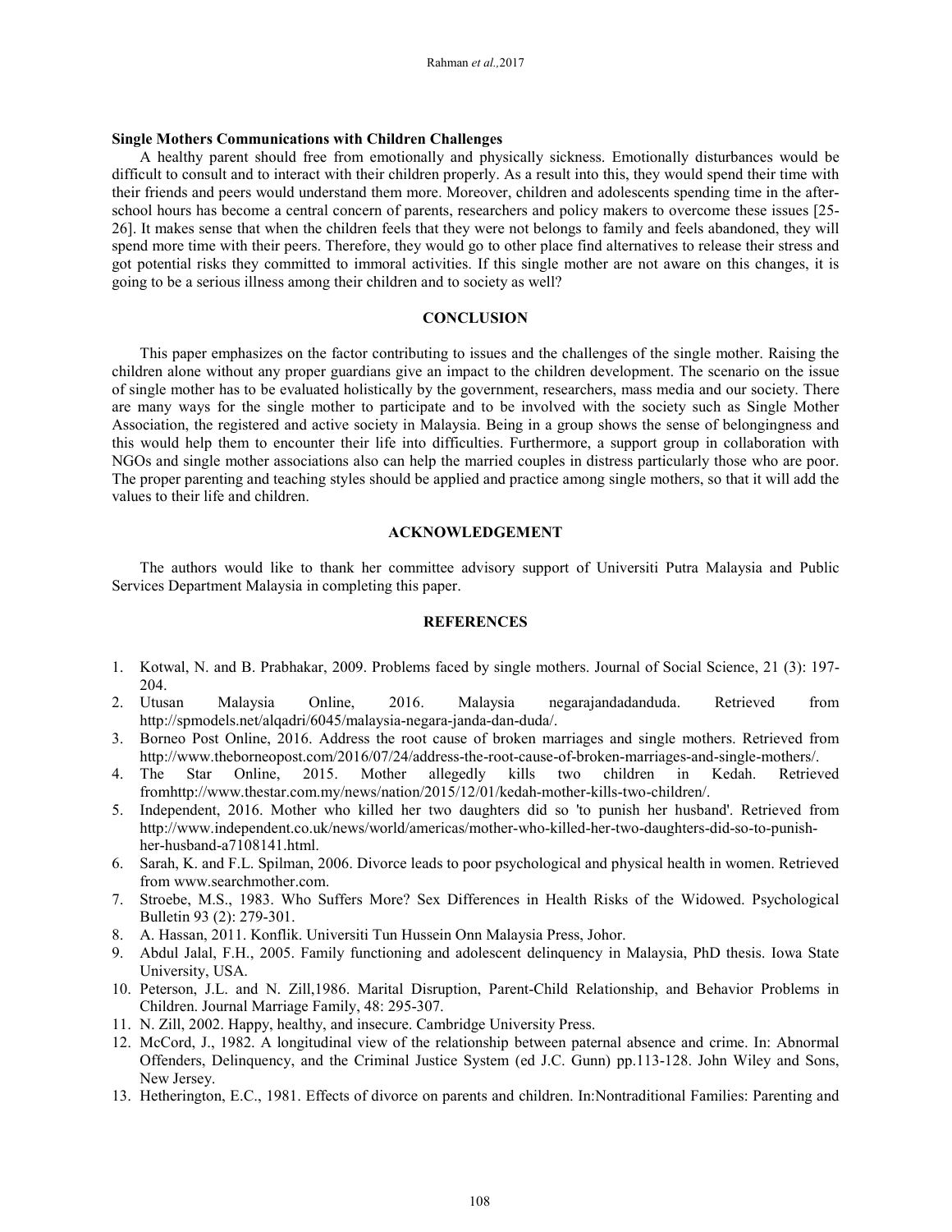**Single Mothers Communications with Children Challenges**

A healthy parent should free from emotionally and physically sickness. Emotionally disturbances would be difficult to consult and to interact with their children properly. As a result into this, they would spend their time with their friends and peers would understand them more. Moreover, children and adolescents spending time in the after-school hours has become a central concern of parents, researchers and policy makers to overcome these issues [25-26]. It makes sense that when the children feels that they were not belongs to family and feels abandoned, they will spend more time with their peers. Therefore, they would go to other place find alternatives to release their stress and got potential risks they committed to immoral activities. If this single mother are not aware on this changes, it is going to be a serious illness among their children and to society as well?

## CONCLUSION

This paper emphasizes on the factor contributing to issues and the challenges of the single mother. Raising the children alone without any proper guardians give an impact to the children development. The scenario on the issue of single mother has to be evaluated holistically by the government, researchers, mass media and our society. There are many ways for the single mother to participate and to be involved with the society such as Single Mother Association, the registered and active society in Malaysia. Being in a group shows the sense of belongingness and this would help them to encounter their life into difficulties. Furthermore, a support group in collaboration with NGOs and single mother associations also can help the married couples in distress particularly those who are poor. The proper parenting and teaching styles should be applied and practice among single mothers, so that it will add the values to their life and children.

## ACKNOWLEDGEMENT

The authors would like to thank her committee advisory support of Universiti Putra Malaysia and Public Services Department Malaysia in completing this paper.

## REFERENCES

1. Kotwal, N. and B. Prabhakar, 2009. Problems faced by single mothers. Journal of Social Science, 21 (3): 197-204.
2. Utusan Malaysia Online, 2016. Malaysia negarajandadanduda. Retrieved from http://spmodels.net/alqadri/6045/malaysia-negara-janda-dan-duda/.
3. Borneo Post Online, 2016. Address the root cause of broken marriages and single mothers. Retrieved from http://www.theborneopost.com/2016/07/24/address-the-root-cause-of-broken-marriages-and-single-mothers/.
4. The Star Online, 2015. Mother allegedly kills two children in Kedah. Retrieved fromhttp://www.thestar.com.my/news/nation/2015/12/01/kedah-mother-kills-two-children/.
5. Independent, 2016. Mother who killed her two daughters did so 'to punish her husband'. Retrieved from http://www.independent.co.uk/news/world/americas/mother-who-killed-her-two-daughters-did-so-to-punish-her-husband-a7108141.html.
6. Sarah, K. and F.L. Spilman, 2006. Divorce leads to poor psychological and physical health in women. Retrieved from www.searchmother.com.
7. Stroebe, M.S., 1983. Who Suffers More? Sex Differences in Health Risks of the Widowed. Psychological Bulletin 93 (2): 279-301.
8. A. Hassan, 2011. Konflik. Universiti Tun Hussein Onn Malaysia Press, Johor.
9. Abdul Jalal, F.H., 2005. Family functioning and adolescent delinquency in Malaysia, PhD thesis. Iowa State University, USA.
10. Peterson, J.L. and N. Zill,1986. Marital Disruption, Parent-Child Relationship, and Behavior Problems in Children. Journal Marriage Family, 48: 295-307.
11. N. Zill, 2002. Happy, healthy, and insecure. Cambridge University Press.
12. McCord, J., 1982. A longitudinal view of the relationship between paternal absence and crime. In: Abnormal Offenders, Delinquency, and the Criminal Justice System (ed J.C. Gunn) pp.113-128. John Wiley and Sons, New Jersey.
13. Hetherington, E.C., 1981. Effects of divorce on parents and children. In:Nontraditional Families: Parenting and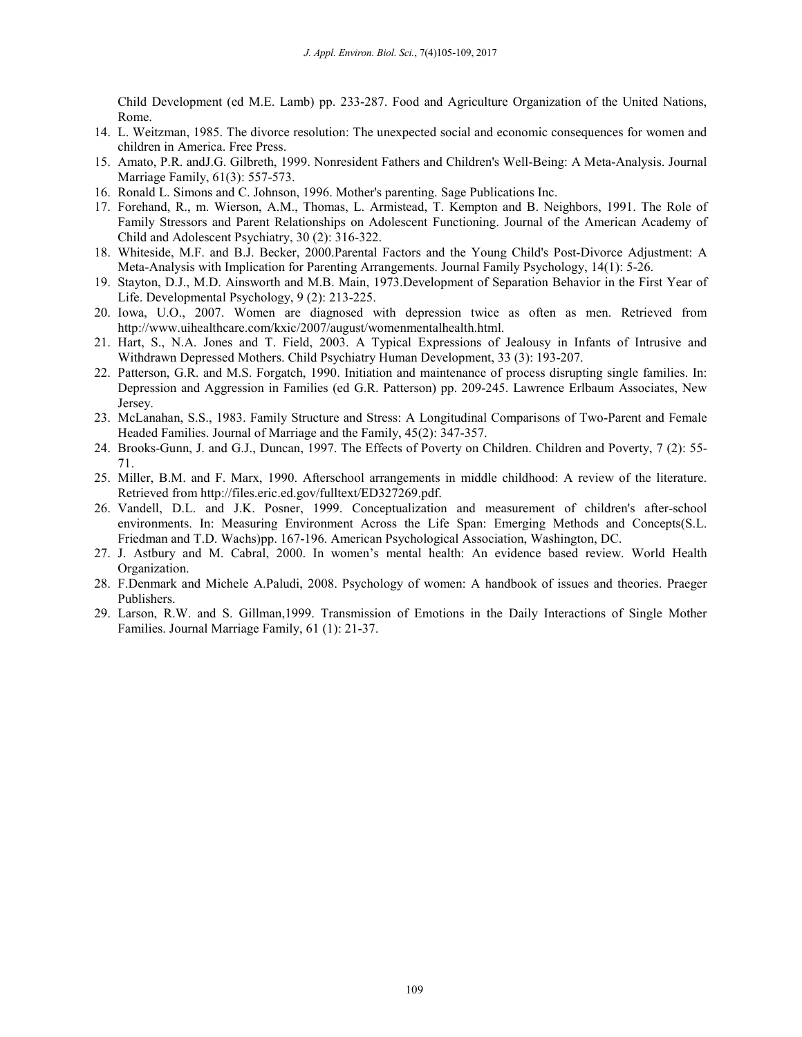Child Development (ed M.E. Lamb) pp. 233-287. Food and Agriculture Organization of the United Nations, Rome.

14. L. Weitzman, 1985. The divorce resolution: The unexpected social and economic consequences for women and children in America. Free Press.
15. Amato, P.R. andJ.G. Gilbreth, 1999. Nonresident Fathers and Children's Well-Being: A Meta-Analysis. Journal Marriage Family, 61(3): 557-573.
16. Ronald L. Simons and C. Johnson, 1996. Mother's parenting. Sage Publications Inc.
17. Forehand, R., m. Wierson, A.M., Thomas, L. Armistead, T. Kempton and B. Neighbors, 1991. The Role of Family Stressors and Parent Relationships on Adolescent Functioning. Journal of the American Academy of Child and Adolescent Psychiatry, 30 (2): 316-322.
18. Whiteside, M.F. and B.J. Becker, 2000.Parental Factors and the Young Child's Post-Divorce Adjustment: A Meta-Analysis with Implication for Parenting Arrangements. Journal Family Psychology, 14(1): 5-26.
19. Stayton, D.J., M.D. Ainsworth and M.B. Main, 1973.Development of Separation Behavior in the First Year of Life. Developmental Psychology, 9 (2): 213-225.
20. Iowa, U.O., 2007. Women are diagnosed with depression twice as often as men. Retrieved from http://www.uihealthcare.com/kxic/2007/august/womenmentalhealth.html.
21. Hart, S., N.A. Jones and T. Field, 2003. A Typical Expressions of Jealousy in Infants of Intrusive and Withdrawn Depressed Mothers. Child Psychiatry Human Development, 33 (3): 193-207.
22. Patterson, G.R. and M.S. Forgatch, 1990. Initiation and maintenance of process disrupting single families. In: Depression and Aggression in Families (ed G.R. Patterson) pp. 209-245. Lawrence Erlbaum Associates, New Jersey.
23. McLanahan, S.S., 1983. Family Structure and Stress: A Longitudinal Comparisons of Two-Parent and Female Headed Families. Journal of Marriage and the Family, 45(2): 347-357.
24. Brooks-Gunn, J. and G.J., Duncan, 1997. The Effects of Poverty on Children. Children and Poverty, 7 (2): 55-71.
25. Miller, B.M. and F. Marx, 1990. Afterschool arrangements in middle childhood: A review of the literature. Retrieved from http://files.eric.ed.gov/fulltext/ED327269.pdf.
26. Vandell, D.L. and J.K. Posner, 1999. Conceptualization and measurement of children's after-school environments. In: Measuring Environment Across the Life Span: Emerging Methods and Concepts(S.L. Friedman and T.D. Wachs)pp. 167-196. American Psychological Association, Washington, DC.
27. J. Astbury and M. Cabral, 2000. In women's mental health: An evidence based review. World Health Organization.
28. F.Denmark and Michele A.Paludi, 2008. Psychology of women: A handbook of issues and theories. Praeger Publishers.
29. Larson, R.W. and S. Gillman,1999. Transmission of Emotions in the Daily Interactions of Single Mother Families. Journal Marriage Family, 61 (1): 21-37.